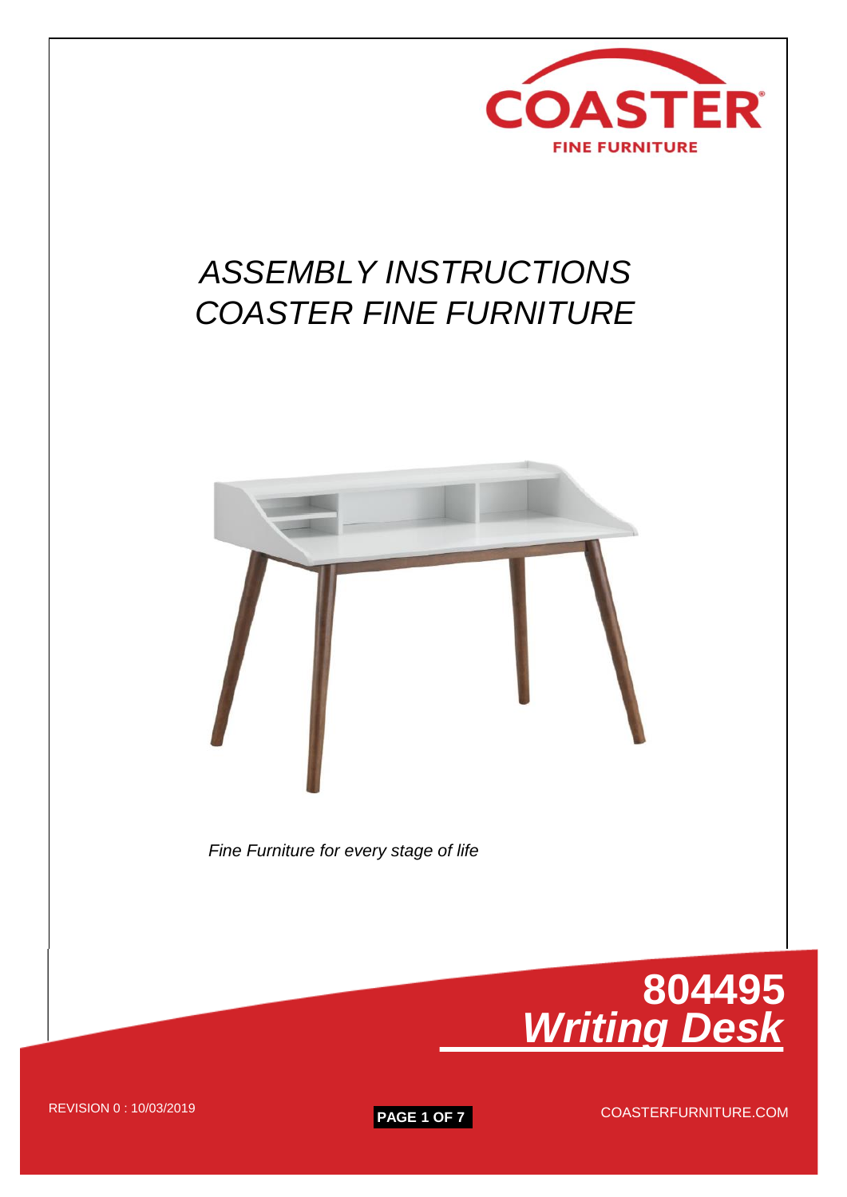COASTER

FINE FURNITURE

# *ASSEMBLY INSTRUCTIONS*
# *COASTER FINE FURNITURE*

*Fine Furniture for every stage of life*

## 804495
## ***Writing Desk***

REVISION 0 : 10/03/2019

COASTERFURNITURE.COM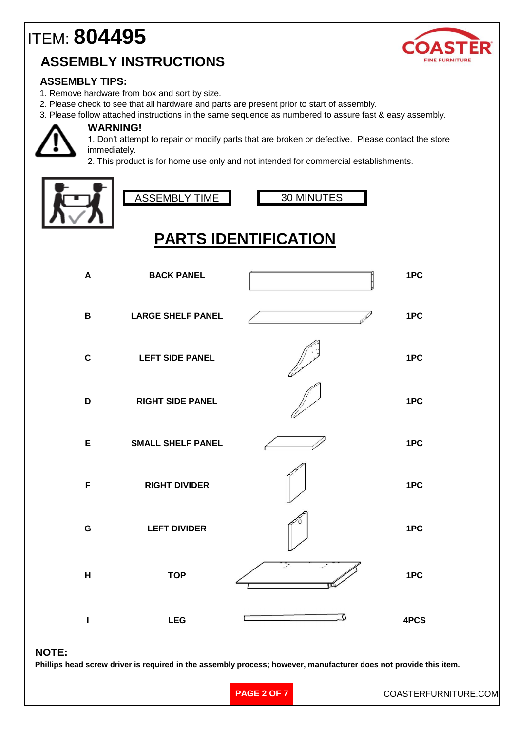# ITEM: **804495**

## ASSEMBLY INSTRUCTIONS

### ASSEMBLY TIPS:

1. Remove hardware from box and sort by size.
2. Please check to see that all hardware and parts are present prior to start of assembly.
3. Please follow attached instructions in the same sequence as numbered to assure fast & easy assembly.

**WARNING!**

1. Don't attempt to repair or modify parts that are broken or defective. Please contact the store immediately.
2. This product is for home use only and not intended for commercial establishments.

| ASSEMBLY TIME | 30 MINUTES |
|---|---|

## PARTS IDENTIFICATION

| | | |
|---|---|---|
| **A** | **BACK PANEL** | **1PC** |
| **B** | **LARGE SHELF PANEL** | **1PC** |
| **C** | **LEFT SIDE PANEL** | **1PC** |
| **D** | **RIGHT SIDE PANEL** | **1PC** |
| **E** | **SMALL SHELF PANEL** | **1PC** |
| **F** | **RIGHT DIVIDER** | **1PC** |
| **G** | **LEFT DIVIDER** | **1PC** |
| **H** | **TOP** | **1PC** |
| **I** | **LEG** | **4PCS** |

**NOTE:**

**Phillips head screw driver is required in the assembly process; however, manufacturer does not provide this item.**

COASTERFURNITURE.COM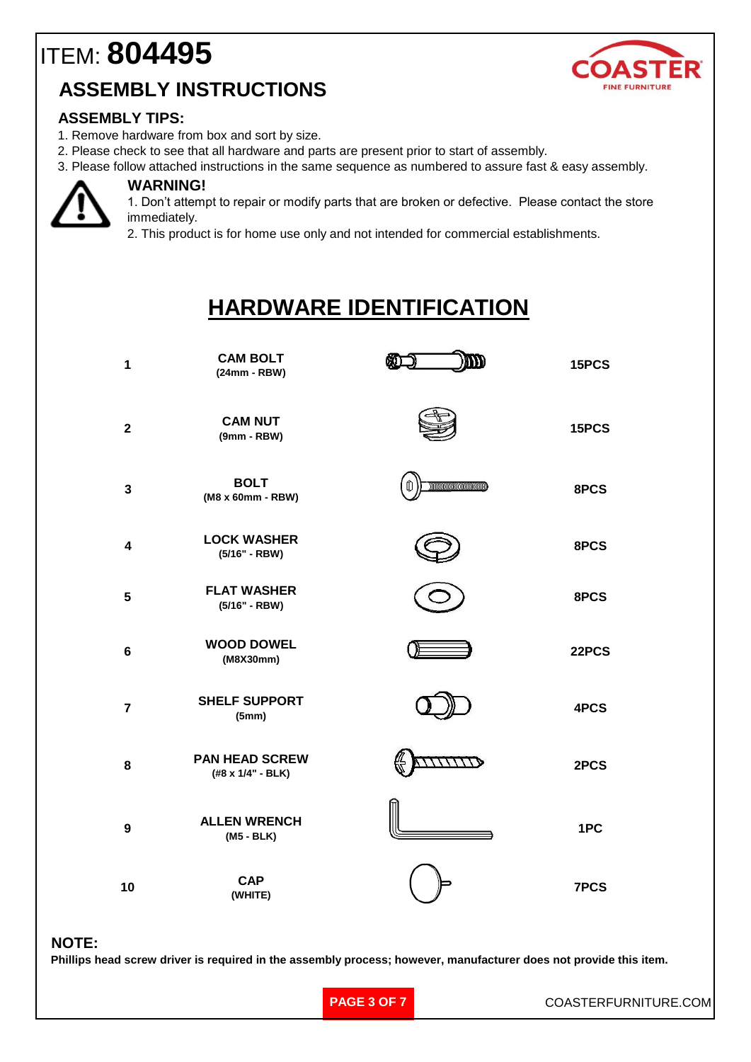# ITEM: **804495**

## ASSEMBLY INSTRUCTIONS

COASTER
FINE FURNITURE

### ASSEMBLY TIPS:

1. Remove hardware from box and sort by size.
2. Please check to see that all hardware and parts are present prior to start of assembly.
3. Please follow attached instructions in the same sequence as numbered to assure fast & easy assembly.

### WARNING!

1. Don't attempt to repair or modify parts that are broken or defective. Please contact the store immediately.
2. This product is for home use only and not intended for commercial establishments.

## HARDWARE IDENTIFICATION

| No. | Description | Quantity |
|---|---|---|
| 1 | **CAM BOLT** (24mm - RBW) | 15PCS |
| 2 | **CAM NUT** (9mm - RBW) | 15PCS |
| 3 | **BOLT** (M8 x 60mm - RBW) | 8PCS |
| 4 | **LOCK WASHER** (5/16" - RBW) | 8PCS |
| 5 | **FLAT WASHER** (5/16" - RBW) | 8PCS |
| 6 | **WOOD DOWEL** (M8X30mm) | 22PCS |
| 7 | **SHELF SUPPORT** (5mm) | 4PCS |
| 8 | **PAN HEAD SCREW** (#8 x 1/4" - BLK) | 2PCS |
| 9 | **ALLEN WRENCH** (M5 - BLK) | 1PC |
| 10 | **CAP** (WHITE) | 7PCS |

### NOTE:

**Phillips head screw driver is required in the assembly process; however, manufacturer does not provide this item.**

COASTERFURNITURE.COM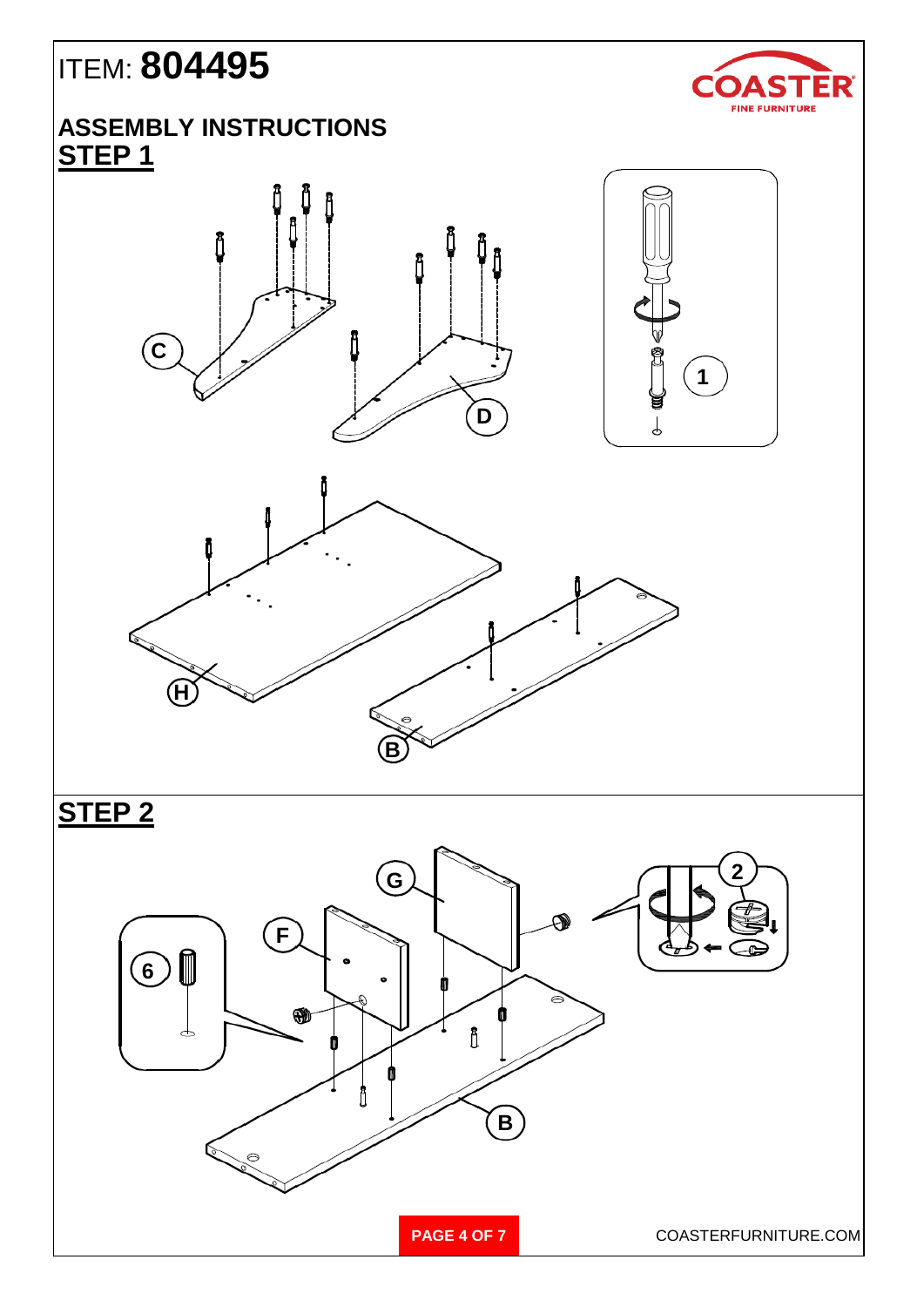# ITEM: **804495**

## ASSEMBLY INSTRUCTIONS

## STEP 1

C

D

1

H

B

## STEP 2

G

F

2

6

B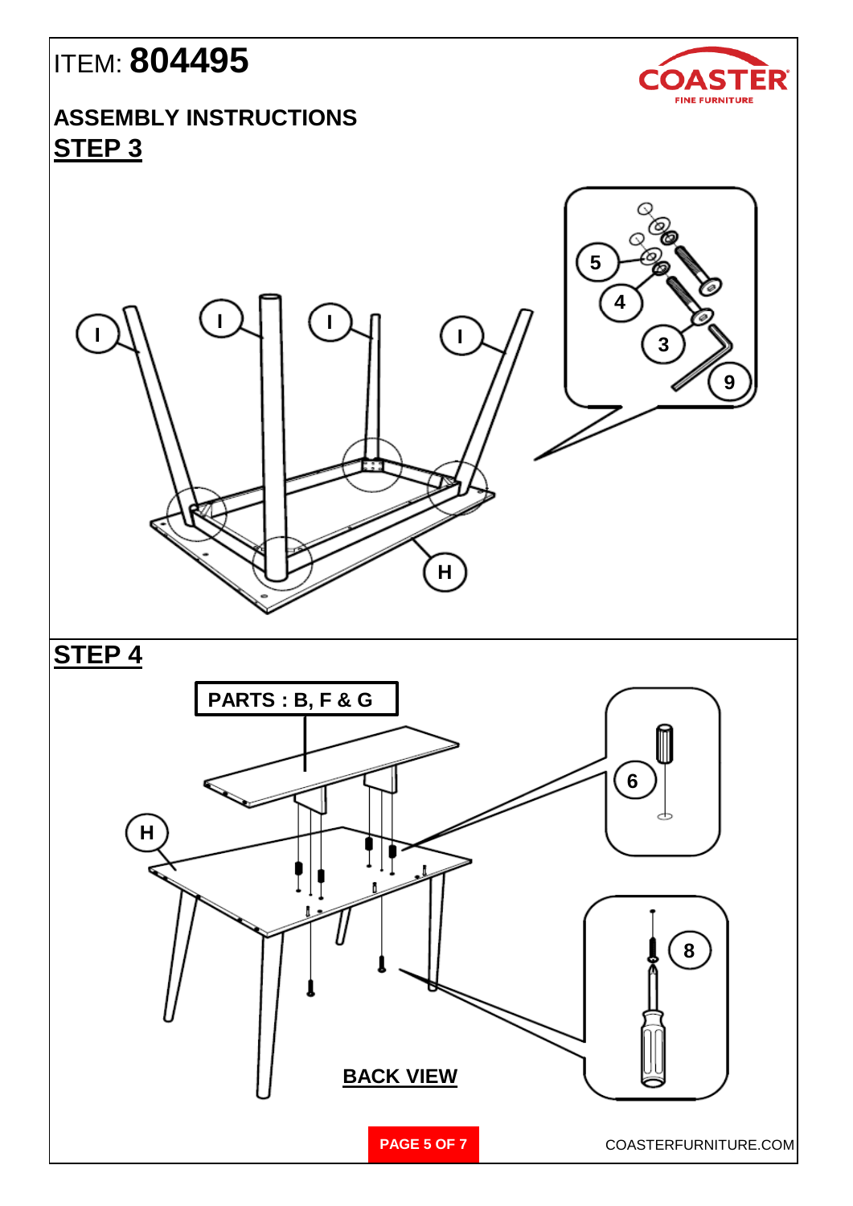ITEM: **804495**

## ASSEMBLY INSTRUCTIONS

### STEP 3

I

I

I

I

H

5

4

3

9

### STEP 4

**PARTS : B, F & G**

H

6

8

**BACK VIEW**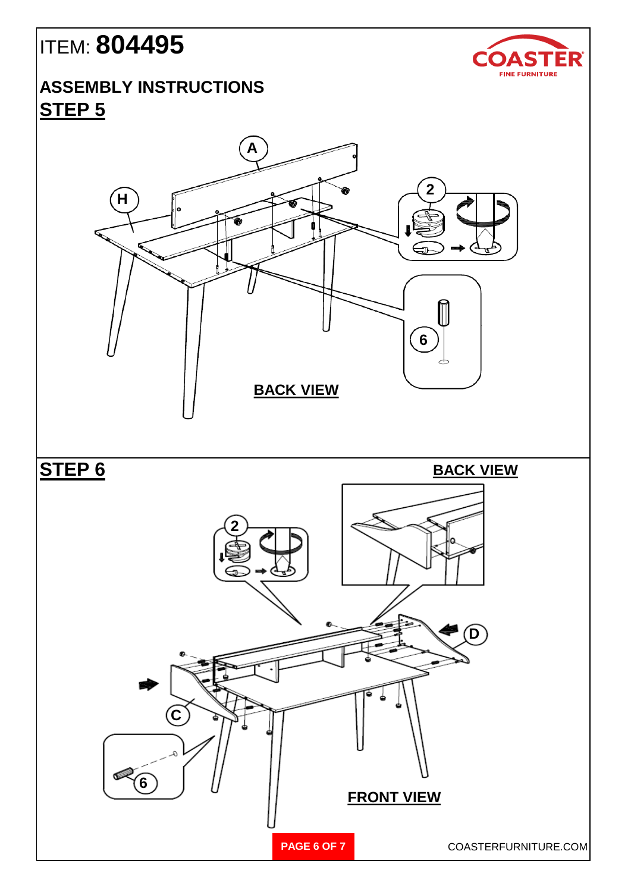ITEM: **804495**

## ASSEMBLY INSTRUCTIONS

## STEP 5

A

H

2

6

**BACK VIEW**

## STEP 6

**BACK VIEW**

2

D

C

6

**FRONT VIEW**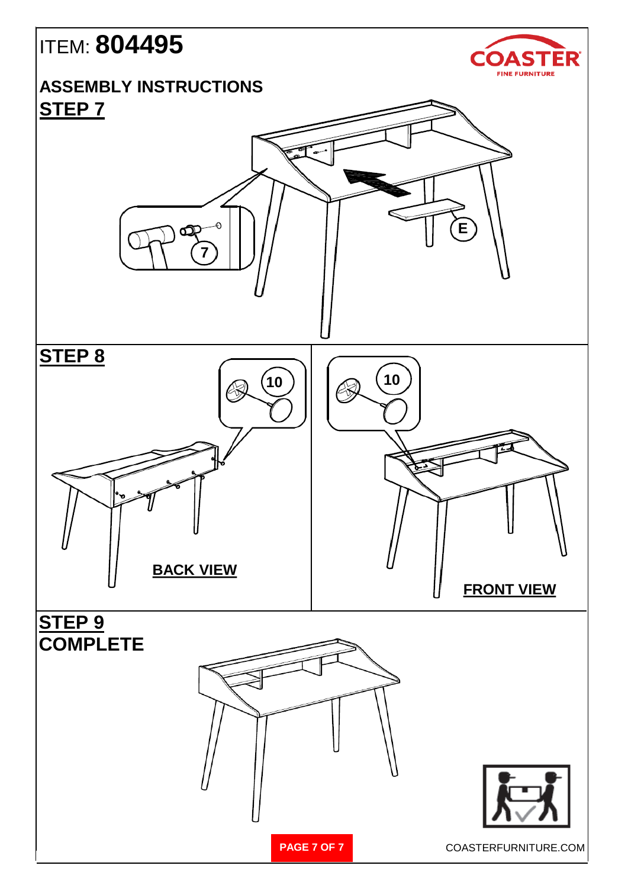ITEM: **804495**

COASTER FINE FURNITURE

## ASSEMBLY INSTRUCTIONS

## STEP 7

E

7

## STEP 8

10

10

**BACK VIEW**

**FRONT VIEW**

## STEP 9
## COMPLETE

COASTERFURNITURE.COM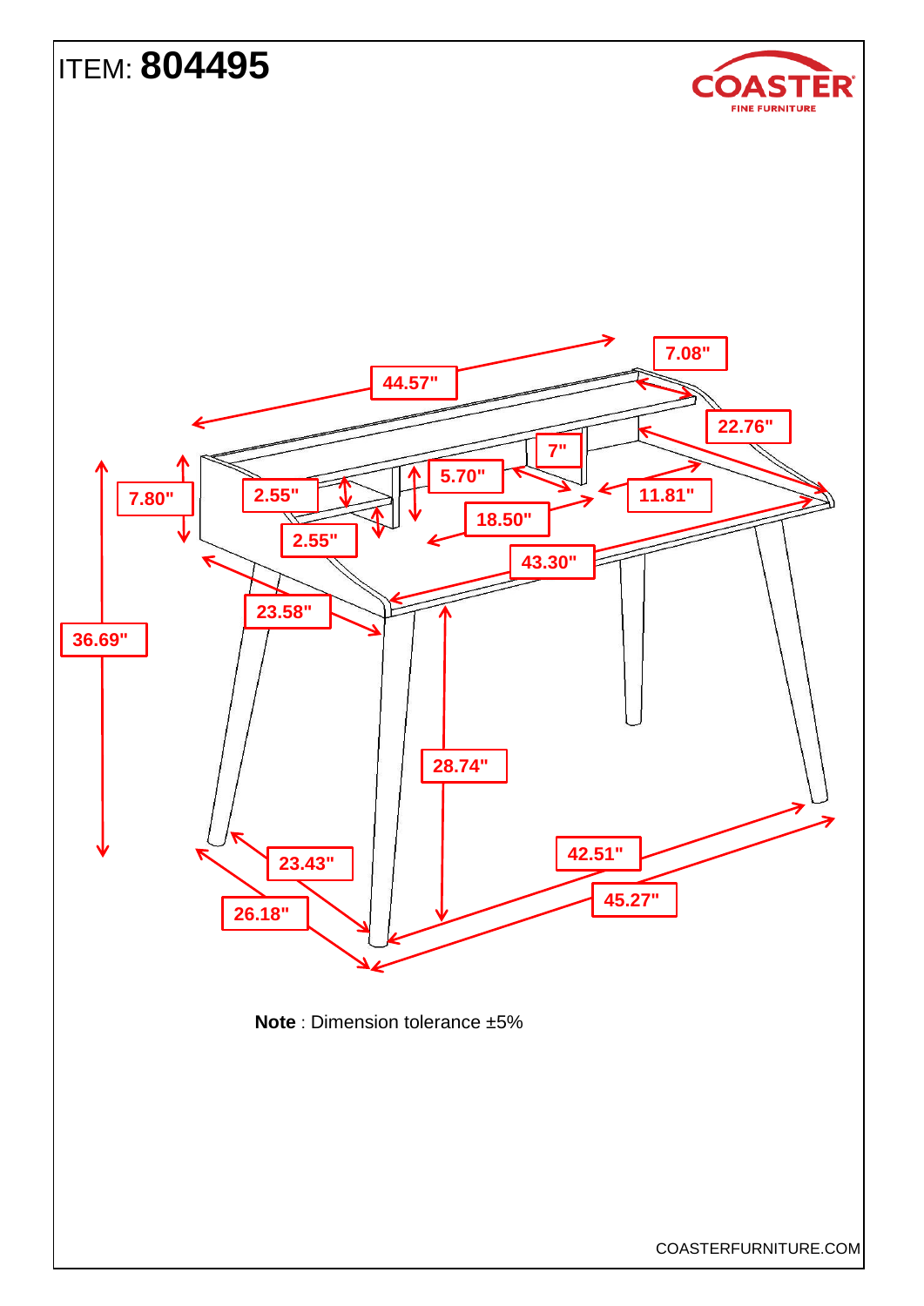ITEM: **804495**

COASTER
FINE FURNITURE

44.57"
7.08"
22.76"
7"
5.70"
11.81"
7.80"
2.55"
18.50"
2.55"
43.30"
23.58"
36.69"
28.74"
23.43"
42.51"
26.18"
45.27"

**Note** : Dimension tolerance ±5%

COASTERFURNITURE.COM